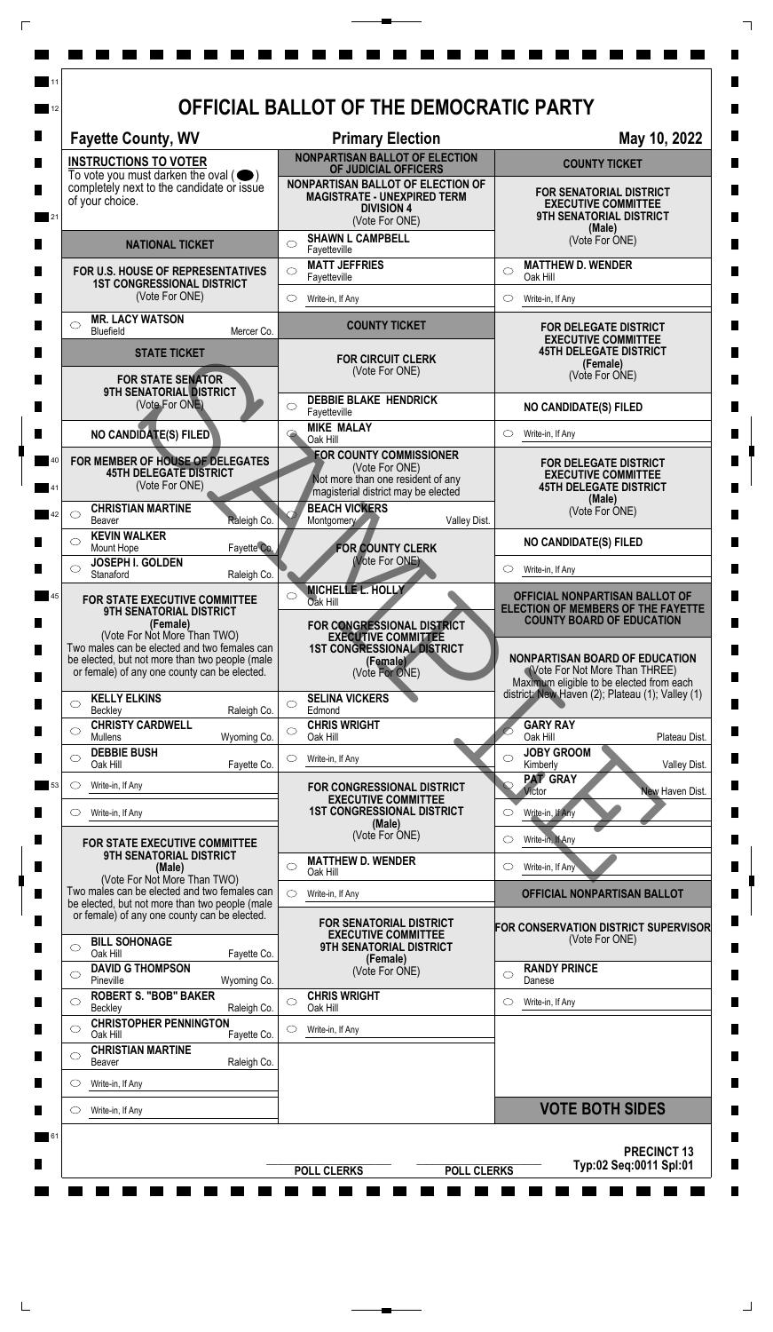# OFFICIAL BALLOT OF THE DEMOCRATIC PARTY

**Fayette County, WV** — **Primary Election** — **May 10, 2022**

## INSTRUCTIONS TO VOTER

To vote you must darken the oval ( ⬬ ) completely next to the candidate or issue of your choice.

## NATIONAL TICKET

### FOR U.S. HOUSE OF REPRESENTATIVES 1ST CONGRESSIONAL DISTRICT
(Vote For ONE)

- ◯ **MR. LACY WATSON** — Bluefield, Mercer Co.

## STATE TICKET

### FOR STATE SENATOR 9TH SENATORIAL DISTRICT
(Vote For ONE)

**NO CANDIDATE(S) FILED**

### FOR MEMBER OF HOUSE OF DELEGATES 45TH DELEGATE DISTRICT
(Vote For ONE)

- ◯ **CHRISTIAN MARTINE** — Beaver, Raleigh Co.
- ◯ **KEVIN WALKER** — Mount Hope, Fayette Co.
- ◯ **JOSEPH I. GOLDEN** — Stanaford, Raleigh Co.

### FOR STATE EXECUTIVE COMMITTEE 9TH SENATORIAL DISTRICT (Female)
(Vote For Not More Than TWO)

Two males can be elected and two females can be elected, but not more than two people (male or female) of any one county can be elected.

- ◯ **KELLY ELKINS** — Beckley, Raleigh Co.
- ◯ **CHRISTY CARDWELL** — Mullens, Wyoming Co.
- ◯ **DEBBIE BUSH** — Oak Hill, Fayette Co.
- ◯ Write-in, If Any
- ◯ Write-in, If Any

### FOR STATE EXECUTIVE COMMITTEE 9TH SENATORIAL DISTRICT (Male)
(Vote For Not More Than TWO)

Two males can be elected and two females can be elected, but not more than two people (male or female) of any one county can be elected.

- ◯ **BILL SOHONAGE** — Oak Hill, Fayette Co.
- ◯ **DAVID G THOMPSON** — Pineville, Wyoming Co.
- ◯ **ROBERT S. "BOB" BAKER** — Beckley, Raleigh Co.
- ◯ **CHRISTOPHER PENNINGTON** — Oak Hill, Fayette Co.
- ◯ **CHRISTIAN MARTINE** — Beaver, Raleigh Co.
- ◯ Write-in, If Any
- ◯ Write-in, If Any

## NONPARTISAN BALLOT OF ELECTION OF JUDICIAL OFFICERS

### NONPARTISAN BALLOT OF ELECTION OF MAGISTRATE - UNEXPIRED TERM DIVISION 4
(Vote For ONE)

- ◯ **SHAWN L CAMPBELL** — Fayetteville
- ◯ **MATT JEFFRIES** — Fayetteville
- ◯ Write-in, If Any

## COUNTY TICKET

### FOR CIRCUIT CLERK
(Vote For ONE)

- ◯ **DEBBIE BLAKE HENDRICK** — Fayetteville
- ◯ **MIKE MALAY** — Oak Hill

### FOR COUNTY COMMISSIONER
(Vote For ONE)

Not more than one resident of any magisterial district may be elected

- ◯ **BEACH VICKERS** — Montgomery, Valley Dist.

### FOR COUNTY CLERK
(Vote For ONE)

- ◯ **MICHELLE L. HOLLY** — Oak Hill

### FOR CONGRESSIONAL DISTRICT EXECUTIVE COMMITTEE 1ST CONGRESSIONAL DISTRICT (Female)
(Vote For ONE)

- ◯ **SELINA VICKERS** — Edmond
- ◯ **CHRIS WRIGHT** — Oak Hill
- ◯ Write-in, If Any

### FOR CONGRESSIONAL DISTRICT EXECUTIVE COMMITTEE 1ST CONGRESSIONAL DISTRICT (Male)
(Vote For ONE)

- ◯ **MATTHEW D. WENDER** — Oak Hill
- ◯ Write-in, If Any

### FOR SENATORIAL DISTRICT EXECUTIVE COMMITTEE 9TH SENATORIAL DISTRICT (Female)
(Vote For ONE)

- ◯ **CHRIS WRIGHT** — Oak Hill
- ◯ Write-in, If Any

## COUNTY TICKET

### FOR SENATORIAL DISTRICT EXECUTIVE COMMITTEE 9TH SENATORIAL DISTRICT (Male)
(Vote For ONE)

- ◯ **MATTHEW D. WENDER** — Oak Hill
- ◯ Write-in, If Any

### FOR DELEGATE DISTRICT EXECUTIVE COMMITTEE 45TH DELEGATE DISTRICT (Female)
(Vote For ONE)

**NO CANDIDATE(S) FILED**

- ◯ Write-in, If Any

### FOR DELEGATE DISTRICT EXECUTIVE COMMITTEE 45TH DELEGATE DISTRICT (Male)
(Vote For ONE)

**NO CANDIDATE(S) FILED**

- ◯ Write-in, If Any

## OFFICIAL NONPARTISAN BALLOT OF ELECTION OF MEMBERS OF THE FAYETTE COUNTY BOARD OF EDUCATION

### NONPARTISAN BOARD OF EDUCATION
(Vote For Not More Than THREE)

Maximum eligible to be elected from each district: New Haven (2); Plateau (1); Valley (1)

- ◯ **GARY RAY** — Oak Hill, Plateau Dist.
- ◯ **JOBY GROOM** — Kimberly, Valley Dist.
- ◯ **PAT GRAY** — Victor, New Haven Dist.
- ◯ Write-in, If Any
- ◯ Write-in, If Any
- ◯ Write-in, If Any

## OFFICIAL NONPARTISAN BALLOT

### FOR CONSERVATION DISTRICT SUPERVISOR
(Vote For ONE)

- ◯ **RANDY PRINCE** — Danese
- ◯ Write-in, If Any

**VOTE BOTH SIDES**

POLL CLERKS — POLL CLERKS

**PRECINCT 13**
Typ:02 Seq:0011 Spl:01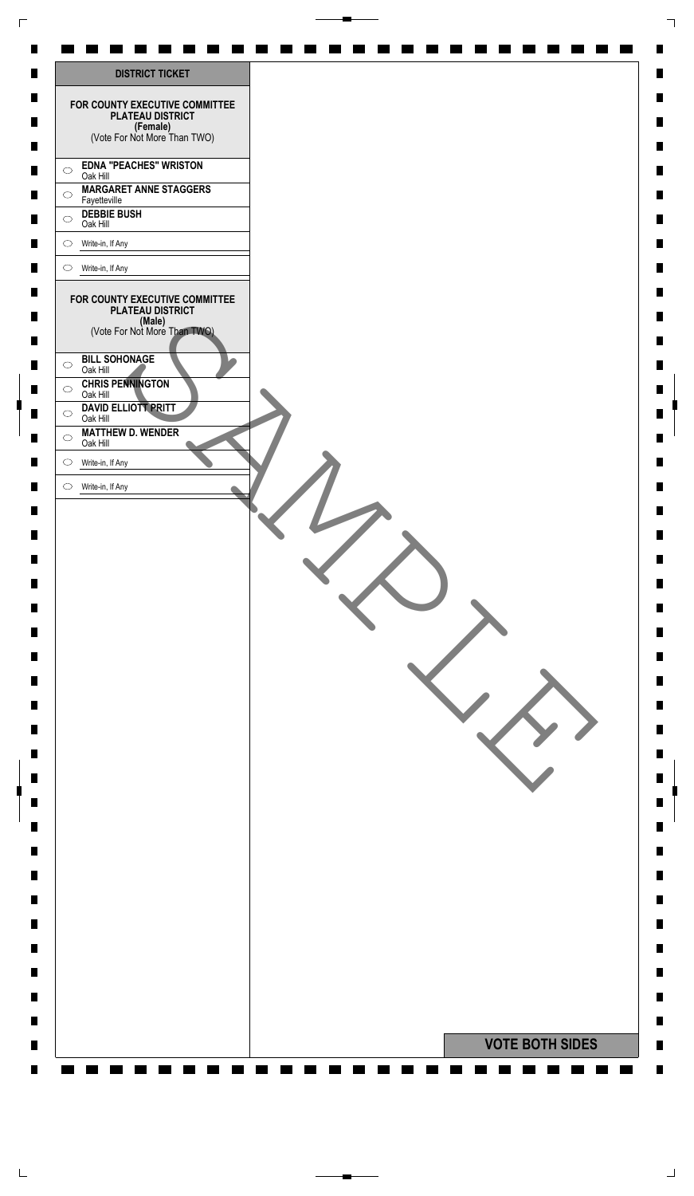## DISTRICT TICKET

### FOR COUNTY EXECUTIVE COMMITTEE PLATEAU DISTRICT (Female)
(Vote For Not More Than TWO)

- **EDNA "PEACHES" WRISTON**
  Oak Hill
- **MARGARET ANNE STAGGERS**
  Fayetteville
- **DEBBIE BUSH**
  Oak Hill
- Write-in, If Any
- Write-in, If Any

### FOR COUNTY EXECUTIVE COMMITTEE PLATEAU DISTRICT (Male)
(Vote For Not More Than TWO)

- **BILL SOHONAGE**
  Oak Hill
- **CHRIS PENNINGTON**
  Oak Hill
- **DAVID ELLIOTT PRITT**
  Oak Hill
- **MATTHEW D. WENDER**
  Oak Hill
- Write-in, If Any
- Write-in, If Any

SAMPLE

**VOTE BOTH SIDES**